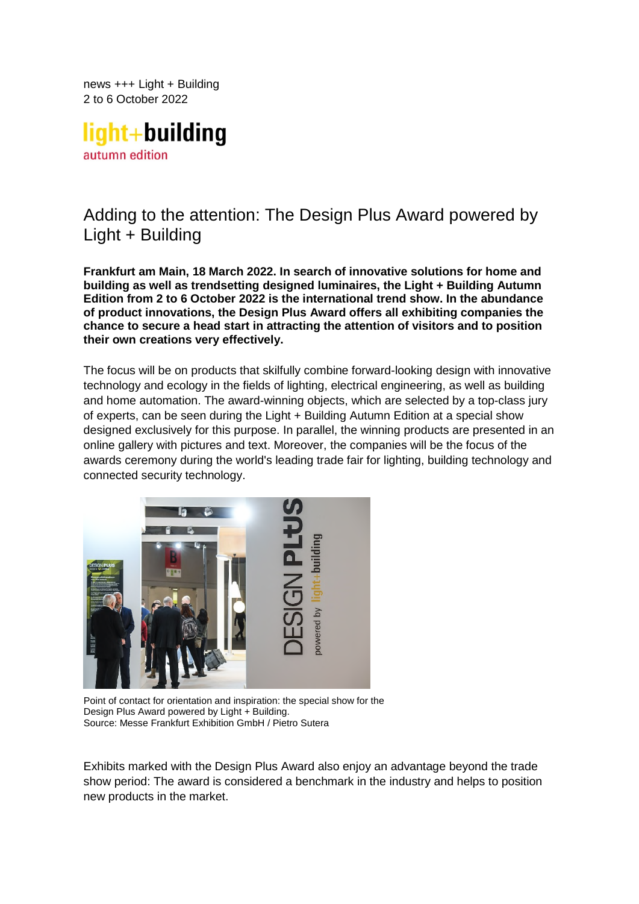news +++ Light + Building
2 to 6 October 2022

light+building
autumn edition

# Adding to the attention: The Design Plus Award powered by Light + Building

**Frankfurt am Main, 18 March 2022. In search of innovative solutions for home and building as well as trendsetting designed luminaires, the Light + Building Autumn Edition from 2 to 6 October 2022 is the international trend show. In the abundance of product innovations, the Design Plus Award offers all exhibiting companies the chance to secure a head start in attracting the attention of visitors and to position their own creations very effectively.**

The focus will be on products that skilfully combine forward-looking design with innovative technology and ecology in the fields of lighting, electrical engineering, as well as building and home automation. The award-winning objects, which are selected by a top-class jury of experts, can be seen during the Light + Building Autumn Edition at a special show designed exclusively for this purpose. In parallel, the winning products are presented in an online gallery with pictures and text. Moreover, the companies will be the focus of the awards ceremony during the world's leading trade fair for lighting, building technology and connected security technology.

Point of contact for orientation and inspiration: the special show for the Design Plus Award powered by Light + Building.
Source: Messe Frankfurt Exhibition GmbH / Pietro Sutera

Exhibits marked with the Design Plus Award also enjoy an advantage beyond the trade show period: The award is considered a benchmark in the industry and helps to position new products in the market.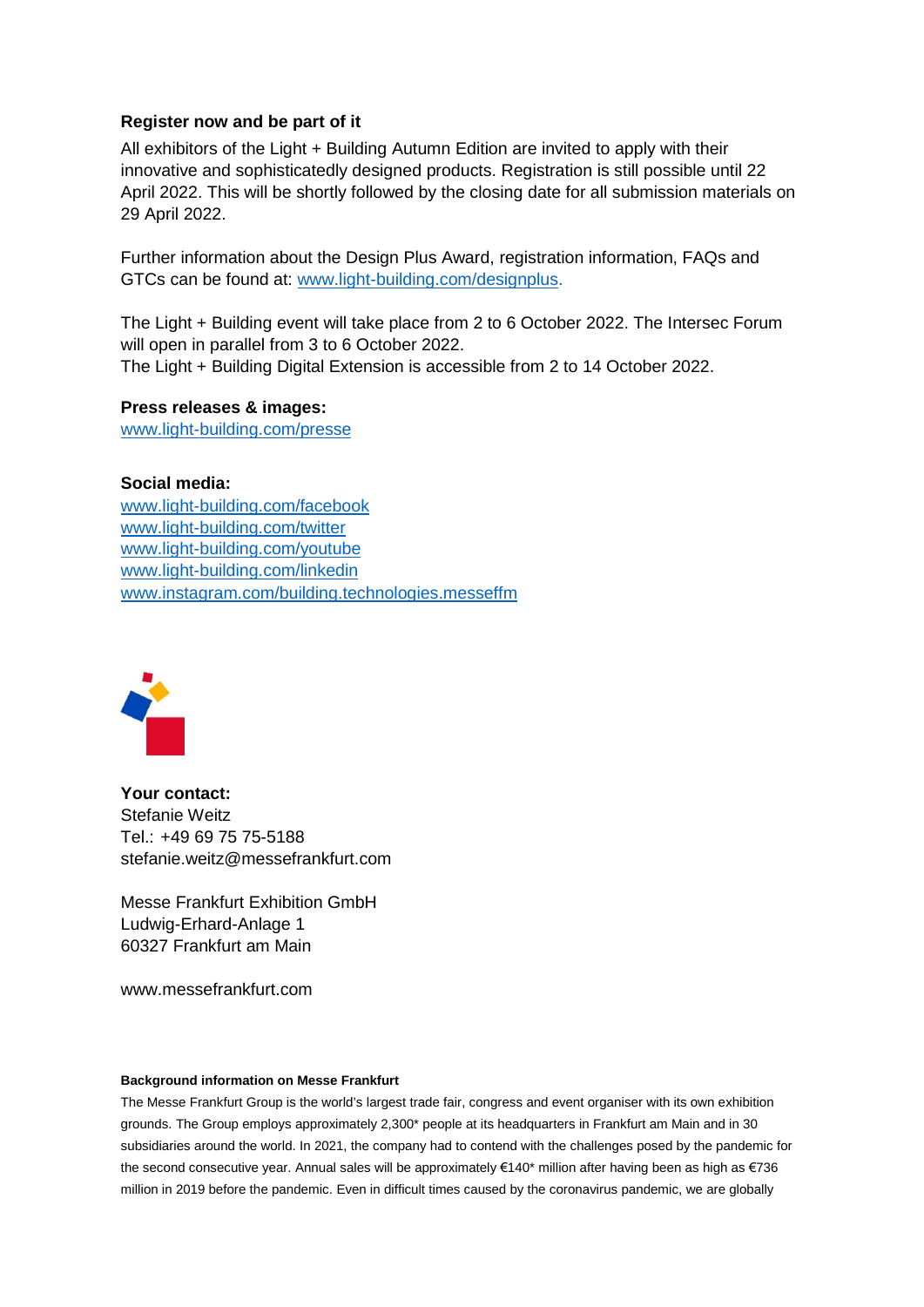**Register now and be part of it**

All exhibitors of the Light + Building Autumn Edition are invited to apply with their innovative and sophisticatedly designed products. Registration is still possible until 22 April 2022. This will be shortly followed by the closing date for all submission materials on 29 April 2022.

Further information about the Design Plus Award, registration information, FAQs and GTCs can be found at: www.light-building.com/designplus.

The Light + Building event will take place from 2 to 6 October 2022. The Intersec Forum will open in parallel from 3 to 6 October 2022.
The Light + Building Digital Extension is accessible from 2 to 14 October 2022.

**Press releases & images:**
www.light-building.com/presse

**Social media:**
www.light-building.com/facebook
www.light-building.com/twitter
www.light-building.com/youtube
www.light-building.com/linkedin
www.instagram.com/building.technologies.messeffm

**Your contact:**
Stefanie Weitz
Tel.: +49 69 75 75-5188
stefanie.weitz@messefrankfurt.com

Messe Frankfurt Exhibition GmbH
Ludwig-Erhard-Anlage 1
60327 Frankfurt am Main

www.messefrankfurt.com

**Background information on Messe Frankfurt**

The Messe Frankfurt Group is the world's largest trade fair, congress and event organiser with its own exhibition grounds. The Group employs approximately 2,300* people at its headquarters in Frankfurt am Main and in 30 subsidiaries around the world. In 2021, the company had to contend with the challenges posed by the pandemic for the second consecutive year. Annual sales will be approximately €140* million after having been as high as €736 million in 2019 before the pandemic. Even in difficult times caused by the coronavirus pandemic, we are globally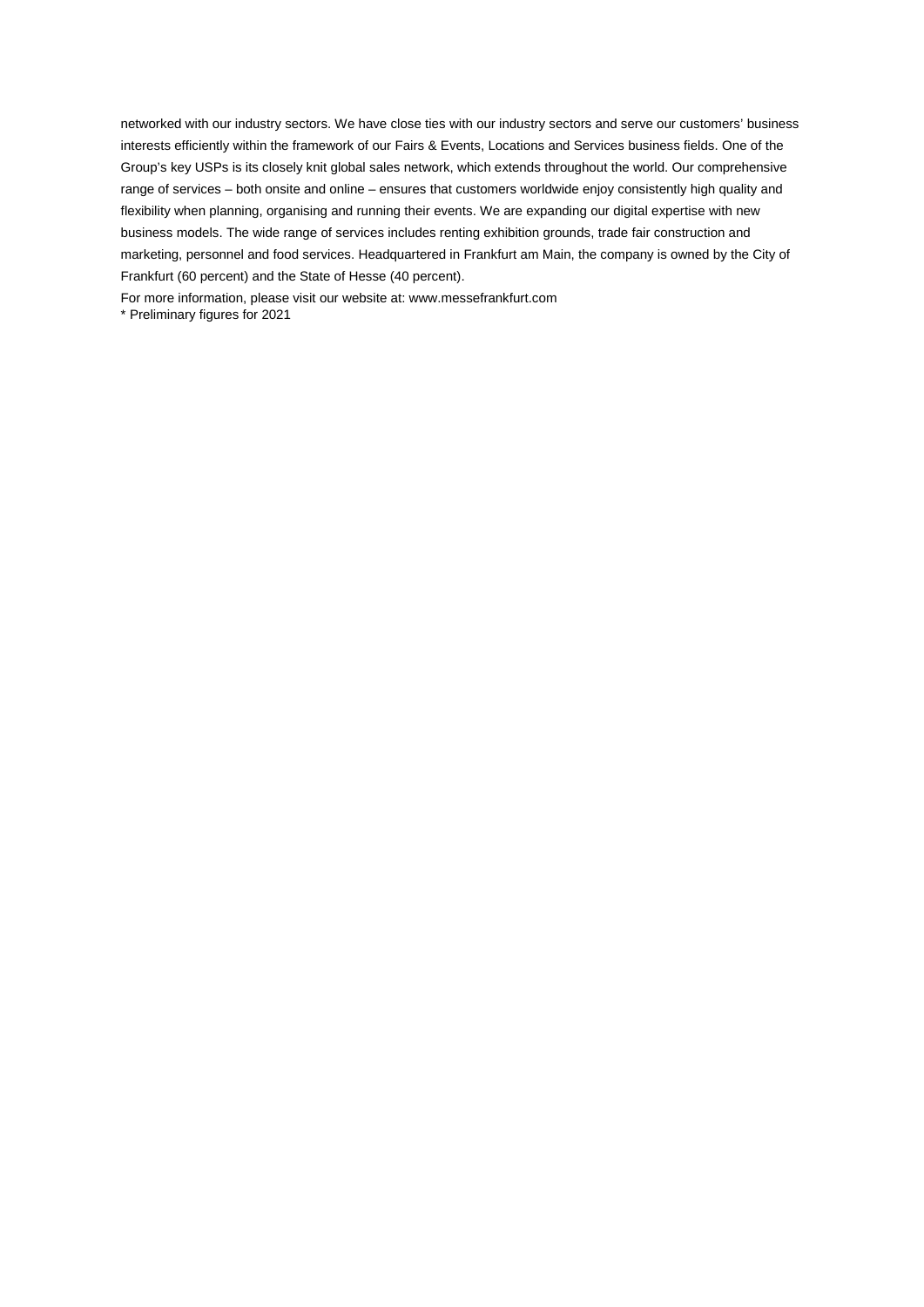networked with our industry sectors. We have close ties with our industry sectors and serve our customers' business interests efficiently within the framework of our Fairs & Events, Locations and Services business fields. One of the Group's key USPs is its closely knit global sales network, which extends throughout the world. Our comprehensive range of services – both onsite and online – ensures that customers worldwide enjoy consistently high quality and flexibility when planning, organising and running their events. We are expanding our digital expertise with new business models. The wide range of services includes renting exhibition grounds, trade fair construction and marketing, personnel and food services. Headquartered in Frankfurt am Main, the company is owned by the City of Frankfurt (60 percent) and the State of Hesse (40 percent).

For more information, please visit our website at: www.messefrankfurt.com

* Preliminary figures for 2021